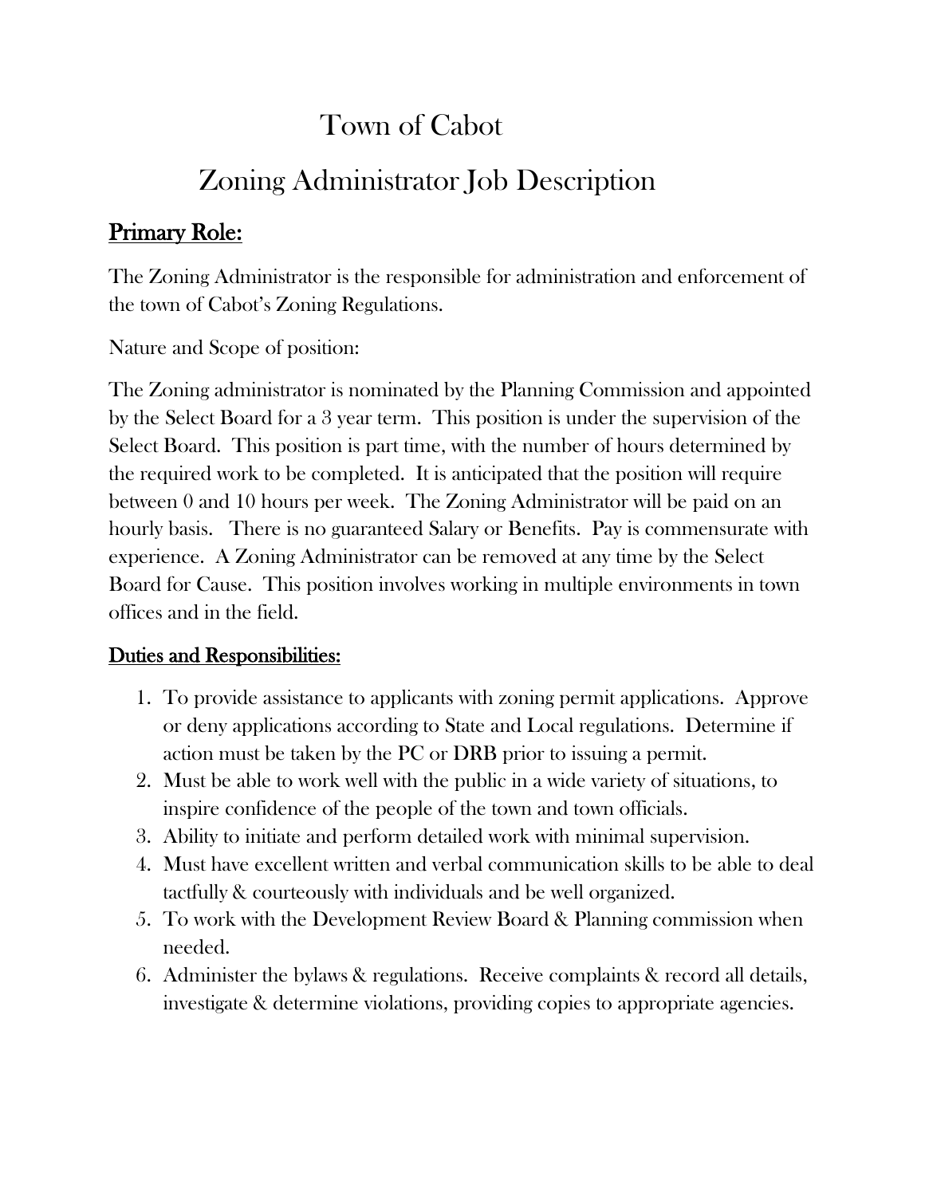# Town of Cabot

## Zoning Administrator Job Description

### Primary Role:

The Zoning Administrator is the responsible for administration and enforcement of the town of Cabot's Zoning Regulations.

Nature and Scope of position:

The Zoning administrator is nominated by the Planning Commission and appointed by the Select Board for a 3 year term. This position is under the supervision of the Select Board. This position is part time, with the number of hours determined by the required work to be completed. It is anticipated that the position will require between 0 and 10 hours per week. The Zoning Administrator will be paid on an hourly basis. There is no guaranteed Salary or Benefits. Pay is commensurate with experience. A Zoning Administrator can be removed at any time by the Select Board for Cause. This position involves working in multiple environments in town offices and in the field.

### Duties and Responsibilities:

1. To provide assistance to applicants with zoning permit applications. Approve or deny applications according to State and Local regulations. Determine if action must be taken by the PC or DRB prior to issuing a permit.
2. Must be able to work well with the public in a wide variety of situations, to inspire confidence of the people of the town and town officials.
3. Ability to initiate and perform detailed work with minimal supervision.
4. Must have excellent written and verbal communication skills to be able to deal tactfully & courteously with individuals and be well organized.
5. To work with the Development Review Board & Planning commission when needed.
6. Administer the bylaws & regulations. Receive complaints & record all details, investigate & determine violations, providing copies to appropriate agencies.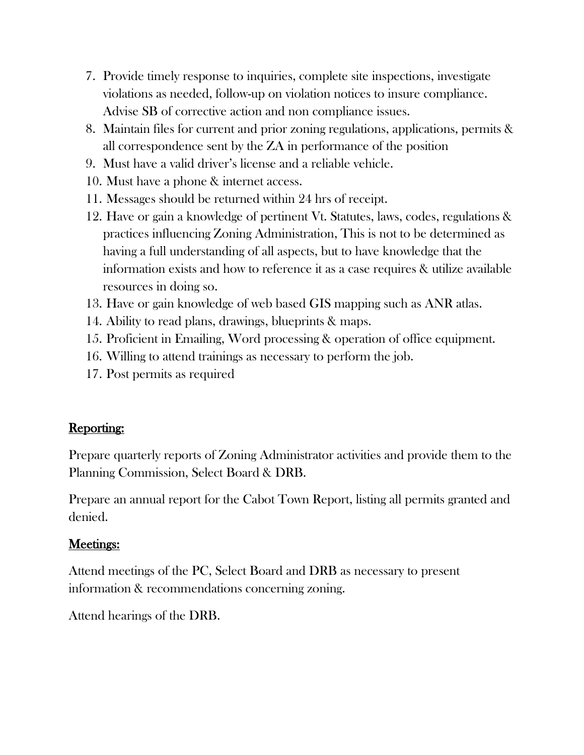7. Provide timely response to inquiries, complete site inspections, investigate violations as needed, follow-up on violation notices to insure compliance. Advise SB of corrective action and non compliance issues.
8. Maintain files for current and prior zoning regulations, applications, permits & all correspondence sent by the ZA in performance of the position
9. Must have a valid driver's license and a reliable vehicle.
10. Must have a phone & internet access.
11. Messages should be returned within 24 hrs of receipt.
12. Have or gain a knowledge of pertinent Vt. Statutes, laws, codes, regulations & practices influencing Zoning Administration, This is not to be determined as having a full understanding of all aspects, but to have knowledge that the information exists and how to reference it as a case requires & utilize available resources in doing so.
13. Have or gain knowledge of web based GIS mapping such as ANR atlas.
14. Ability to read plans, drawings, blueprints & maps.
15. Proficient in Emailing, Word processing & operation of office equipment.
16. Willing to attend trainings as necessary to perform the job.
17. Post permits as required

## <u>Reporting:</u>

Prepare quarterly reports of Zoning Administrator activities and provide them to the Planning Commission, Select Board & DRB.

Prepare an annual report for the Cabot Town Report, listing all permits granted and denied.

## <u>Meetings:</u>

Attend meetings of the PC, Select Board and DRB as necessary to present information & recommendations concerning zoning.

Attend hearings of the DRB.